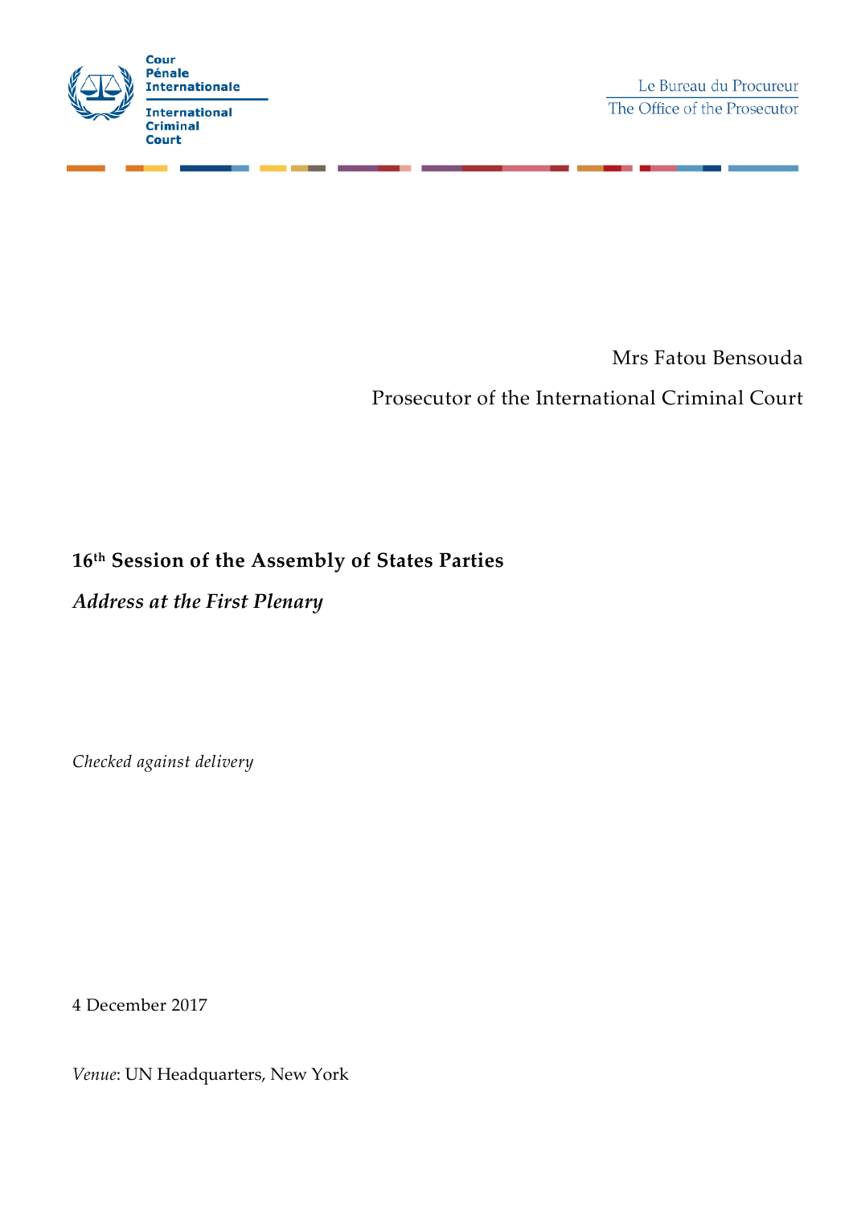Cour
Pénale
Internationale

International
Criminal
Court

Le Bureau du Procureur
The Office of the Prosecutor

Mrs Fatou Bensouda

Prosecutor of the International Criminal Court

**16th Session of the Assembly of States Parties**

***Address at the First Plenary***

*Checked against delivery*

4 December 2017

*Venue*: UN Headquarters, New York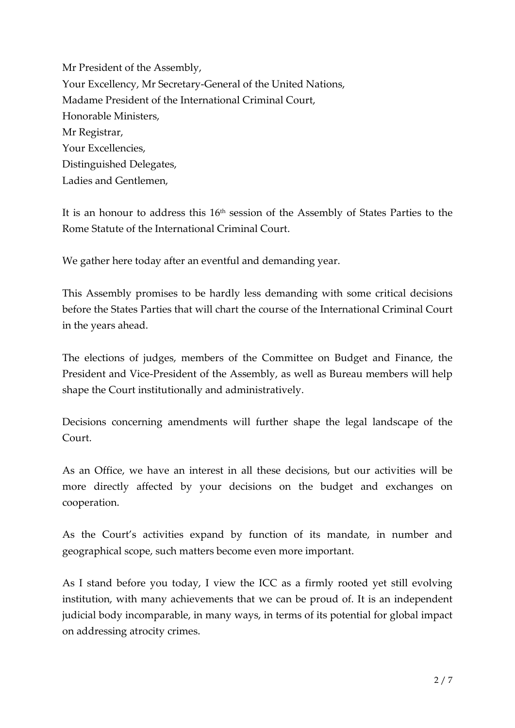Mr President of the Assembly,
Your Excellency, Mr Secretary-General of the United Nations,
Madame President of the International Criminal Court,
Honorable Ministers,
Mr Registrar,
Your Excellencies,
Distinguished Delegates,
Ladies and Gentlemen,

It is an honour to address this 16th session of the Assembly of States Parties to the Rome Statute of the International Criminal Court.

We gather here today after an eventful and demanding year.

This Assembly promises to be hardly less demanding with some critical decisions before the States Parties that will chart the course of the International Criminal Court in the years ahead.

The elections of judges, members of the Committee on Budget and Finance, the President and Vice-President of the Assembly, as well as Bureau members will help shape the Court institutionally and administratively.

Decisions concerning amendments will further shape the legal landscape of the Court.

As an Office, we have an interest in all these decisions, but our activities will be more directly affected by your decisions on the budget and exchanges on cooperation.

As the Court's activities expand by function of its mandate, in number and geographical scope, such matters become even more important.

As I stand before you today, I view the ICC as a firmly rooted yet still evolving institution, with many achievements that we can be proud of. It is an independent judicial body incomparable, in many ways, in terms of its potential for global impact on addressing atrocity crimes.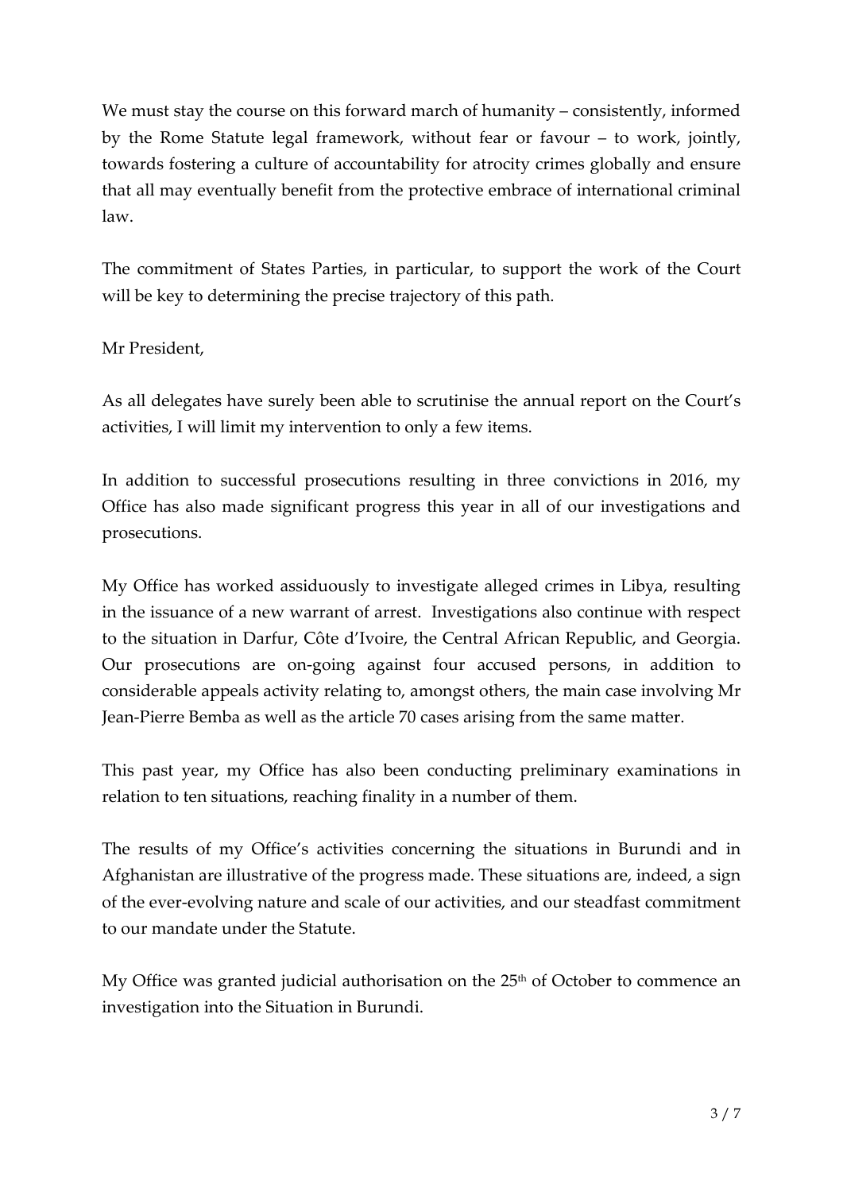We must stay the course on this forward march of humanity – consistently, informed by the Rome Statute legal framework, without fear or favour – to work, jointly, towards fostering a culture of accountability for atrocity crimes globally and ensure that all may eventually benefit from the protective embrace of international criminal law.

The commitment of States Parties, in particular, to support the work of the Court will be key to determining the precise trajectory of this path.

Mr President,

As all delegates have surely been able to scrutinise the annual report on the Court's activities, I will limit my intervention to only a few items.

In addition to successful prosecutions resulting in three convictions in 2016, my Office has also made significant progress this year in all of our investigations and prosecutions.

My Office has worked assiduously to investigate alleged crimes in Libya, resulting in the issuance of a new warrant of arrest. Investigations also continue with respect to the situation in Darfur, Côte d'Ivoire, the Central African Republic, and Georgia. Our prosecutions are on-going against four accused persons, in addition to considerable appeals activity relating to, amongst others, the main case involving Mr Jean-Pierre Bemba as well as the article 70 cases arising from the same matter.

This past year, my Office has also been conducting preliminary examinations in relation to ten situations, reaching finality in a number of them.

The results of my Office's activities concerning the situations in Burundi and in Afghanistan are illustrative of the progress made. These situations are, indeed, a sign of the ever-evolving nature and scale of our activities, and our steadfast commitment to our mandate under the Statute.

My Office was granted judicial authorisation on the 25th of October to commence an investigation into the Situation in Burundi.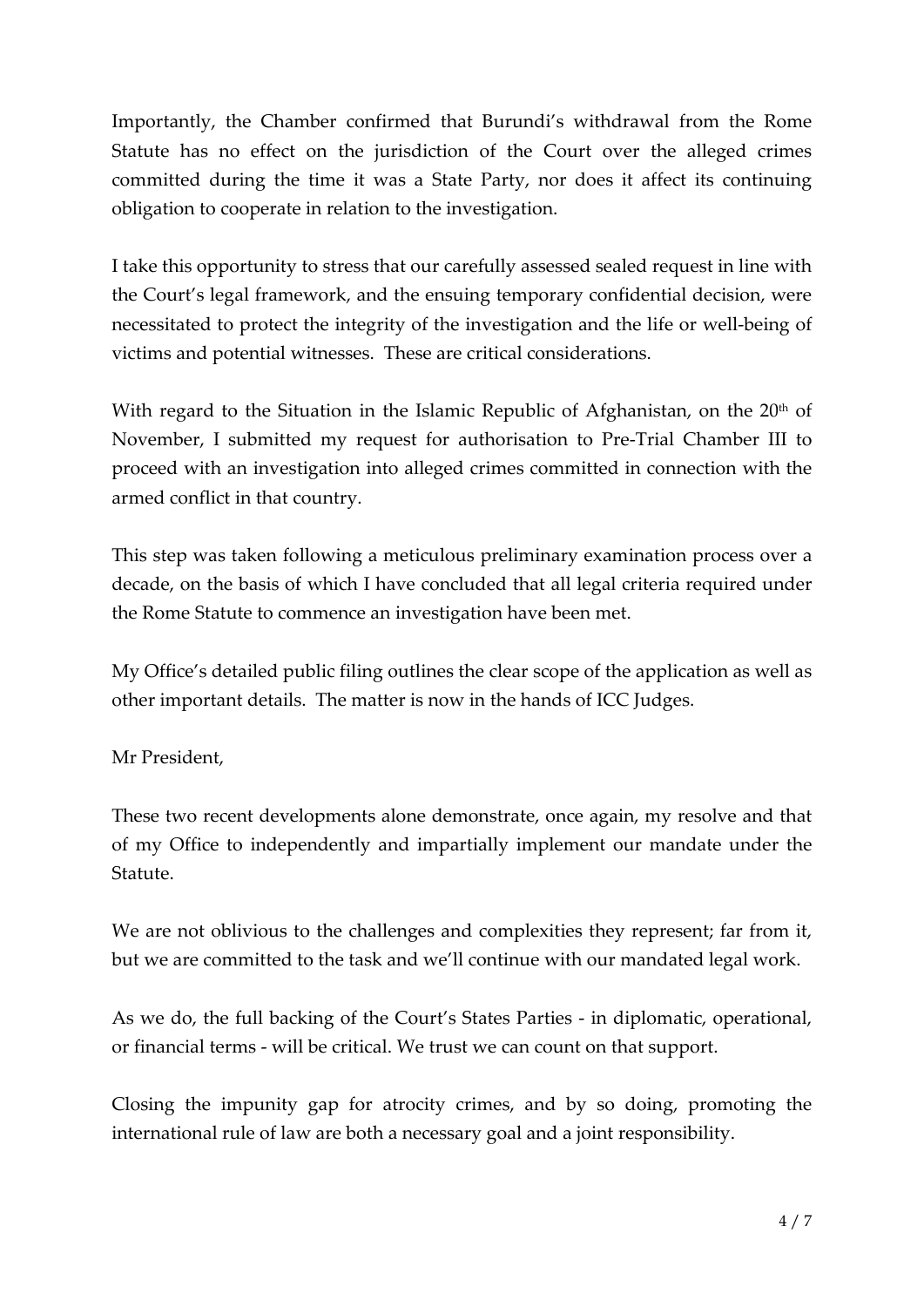Importantly, the Chamber confirmed that Burundi's withdrawal from the Rome Statute has no effect on the jurisdiction of the Court over the alleged crimes committed during the time it was a State Party, nor does it affect its continuing obligation to cooperate in relation to the investigation.

I take this opportunity to stress that our carefully assessed sealed request in line with the Court's legal framework, and the ensuing temporary confidential decision, were necessitated to protect the integrity of the investigation and the life or well-being of victims and potential witnesses. These are critical considerations.

With regard to the Situation in the Islamic Republic of Afghanistan, on the 20th of November, I submitted my request for authorisation to Pre-Trial Chamber III to proceed with an investigation into alleged crimes committed in connection with the armed conflict in that country.

This step was taken following a meticulous preliminary examination process over a decade, on the basis of which I have concluded that all legal criteria required under the Rome Statute to commence an investigation have been met.

My Office's detailed public filing outlines the clear scope of the application as well as other important details. The matter is now in the hands of ICC Judges.

Mr President,

These two recent developments alone demonstrate, once again, my resolve and that of my Office to independently and impartially implement our mandate under the Statute.

We are not oblivious to the challenges and complexities they represent; far from it, but we are committed to the task and we'll continue with our mandated legal work.

As we do, the full backing of the Court's States Parties - in diplomatic, operational, or financial terms - will be critical. We trust we can count on that support.

Closing the impunity gap for atrocity crimes, and by so doing, promoting the international rule of law are both a necessary goal and a joint responsibility.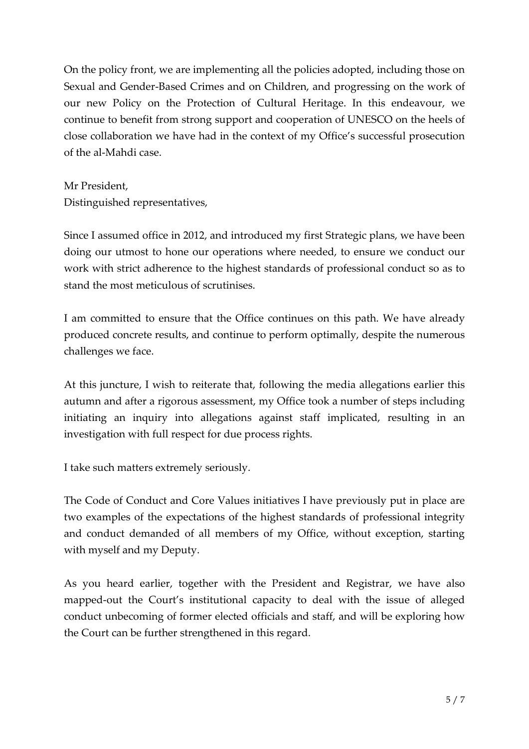On the policy front, we are implementing all the policies adopted, including those on Sexual and Gender-Based Crimes and on Children, and progressing on the work of our new Policy on the Protection of Cultural Heritage. In this endeavour, we continue to benefit from strong support and cooperation of UNESCO on the heels of close collaboration we have had in the context of my Office's successful prosecution of the al-Mahdi case.

Mr President,  
Distinguished representatives,

Since I assumed office in 2012, and introduced my first Strategic plans, we have been doing our utmost to hone our operations where needed, to ensure we conduct our work with strict adherence to the highest standards of professional conduct so as to stand the most meticulous of scrutinises.

I am committed to ensure that the Office continues on this path. We have already produced concrete results, and continue to perform optimally, despite the numerous challenges we face.

At this juncture, I wish to reiterate that, following the media allegations earlier this autumn and after a rigorous assessment, my Office took a number of steps including initiating an inquiry into allegations against staff implicated, resulting in an investigation with full respect for due process rights.

I take such matters extremely seriously.

The Code of Conduct and Core Values initiatives I have previously put in place are two examples of the expectations of the highest standards of professional integrity and conduct demanded of all members of my Office, without exception, starting with myself and my Deputy.

As you heard earlier, together with the President and Registrar, we have also mapped-out the Court's institutional capacity to deal with the issue of alleged conduct unbecoming of former elected officials and staff, and will be exploring how the Court can be further strengthened in this regard.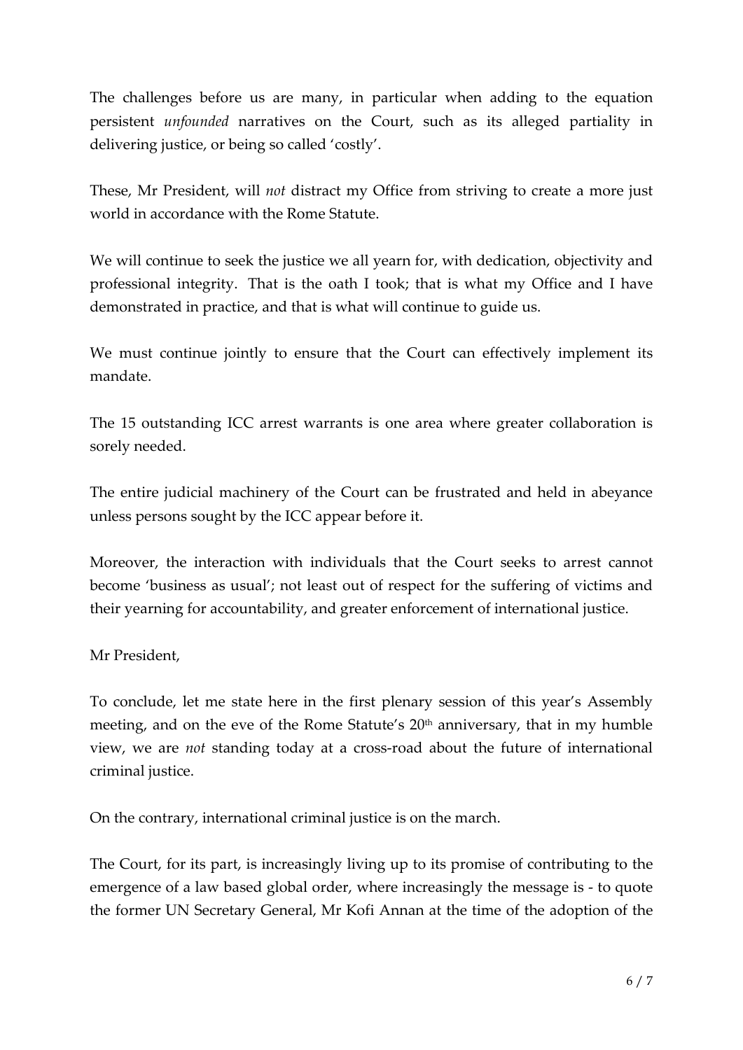The challenges before us are many, in particular when adding to the equation persistent *unfounded* narratives on the Court, such as its alleged partiality in delivering justice, or being so called 'costly'.

These, Mr President, will *not* distract my Office from striving to create a more just world in accordance with the Rome Statute.

We will continue to seek the justice we all yearn for, with dedication, objectivity and professional integrity. That is the oath I took; that is what my Office and I have demonstrated in practice, and that is what will continue to guide us.

We must continue jointly to ensure that the Court can effectively implement its mandate.

The 15 outstanding ICC arrest warrants is one area where greater collaboration is sorely needed.

The entire judicial machinery of the Court can be frustrated and held in abeyance unless persons sought by the ICC appear before it.

Moreover, the interaction with individuals that the Court seeks to arrest cannot become 'business as usual'; not least out of respect for the suffering of victims and their yearning for accountability, and greater enforcement of international justice.

Mr President,

To conclude, let me state here in the first plenary session of this year's Assembly meeting, and on the eve of the Rome Statute's 20th anniversary, that in my humble view, we are *not* standing today at a cross-road about the future of international criminal justice.

On the contrary, international criminal justice is on the march.

The Court, for its part, is increasingly living up to its promise of contributing to the emergence of a law based global order, where increasingly the message is - to quote the former UN Secretary General, Mr Kofi Annan at the time of the adoption of the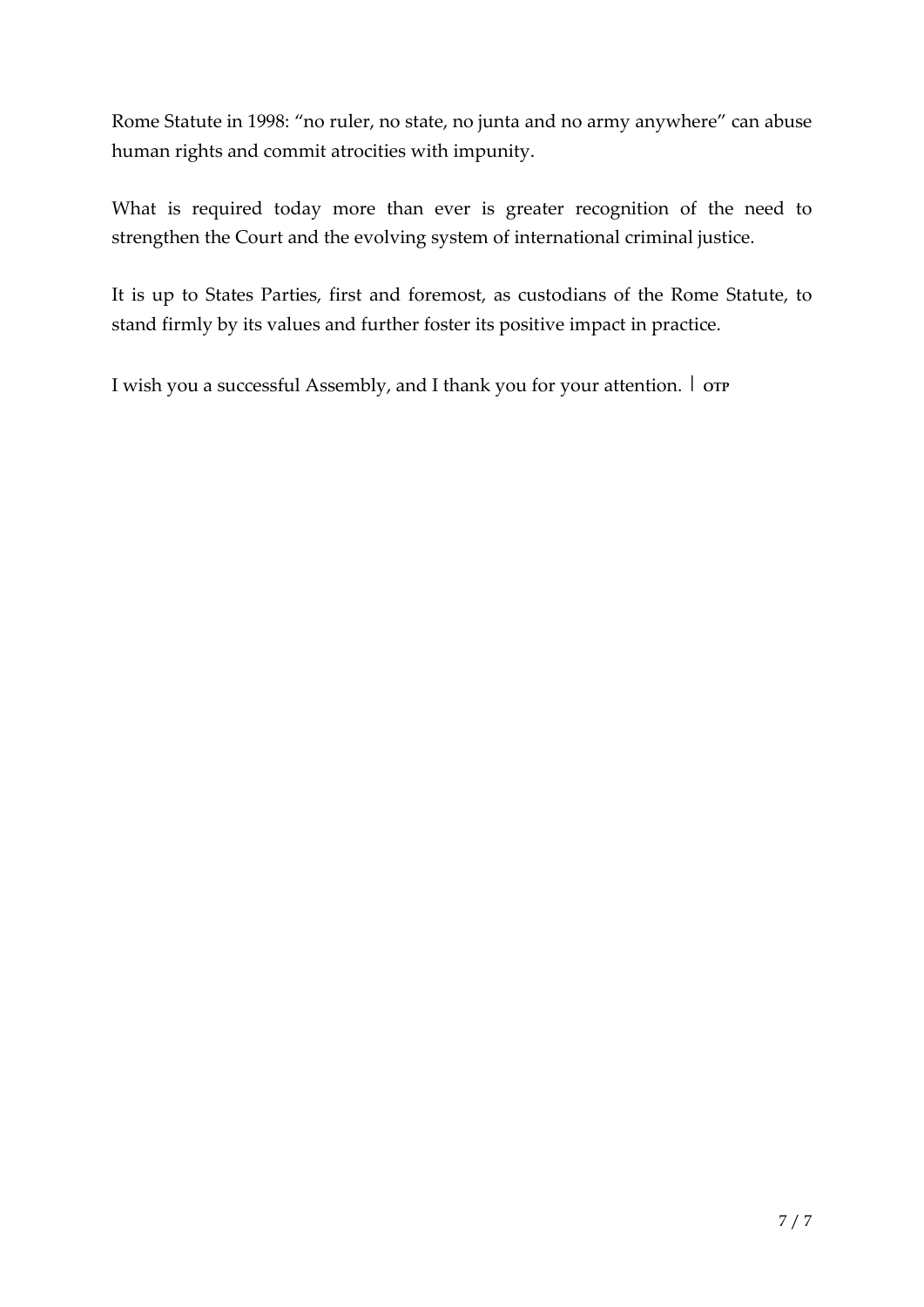Rome Statute in 1998: "no ruler, no state, no junta and no army anywhere" can abuse human rights and commit atrocities with impunity.

What is required today more than ever is greater recognition of the need to strengthen the Court and the evolving system of international criminal justice.

It is up to States Parties, first and foremost, as custodians of the Rome Statute, to stand firmly by its values and further foster its positive impact in practice.

I wish you a successful Assembly, and I thank you for your attention. | OTP